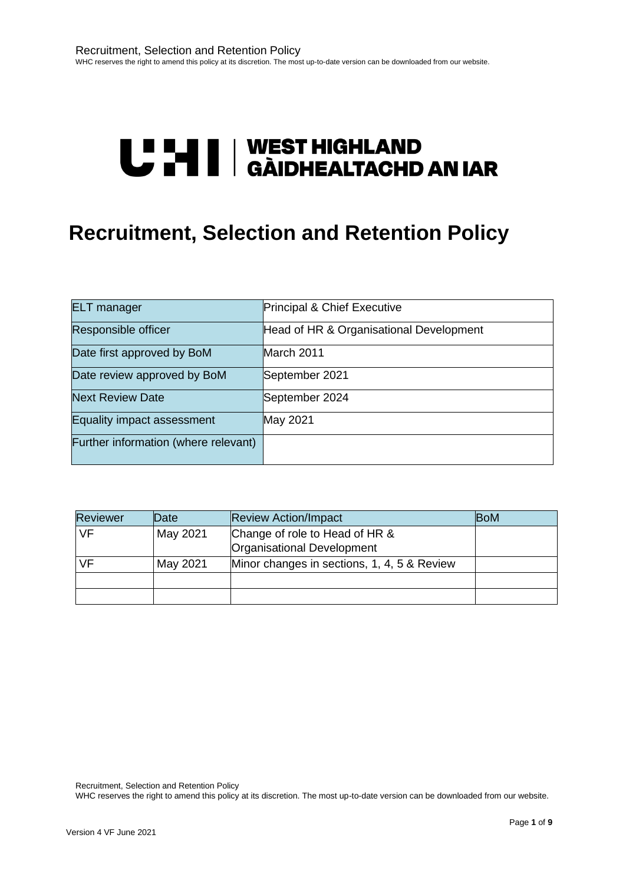**UHI | WEST HIGHLAND GÀIDHEALTACHD AN IAR**

# Recruitment, Selection and Retention Policy

| ELT manager | Principal & Chief Executive |
|---|---|
| Responsible officer | Head of HR & Organisational Development |
| Date first approved by BoM | March 2011 |
| Date review approved by BoM | September 2021 |
| Next Review Date | September 2024 |
| Equality impact assessment | May 2021 |
| Further information (where relevant) | |

| Reviewer | Date | Review Action/Impact | BoM |
|---|---|---|---|
| VF | May 2021 | Change of role to Head of HR & Organisational Development | |
| VF | May 2021 | Minor changes in sections, 1, 4, 5 & Review | |
| | | | |
| | | | |

Version 4 VF June 2021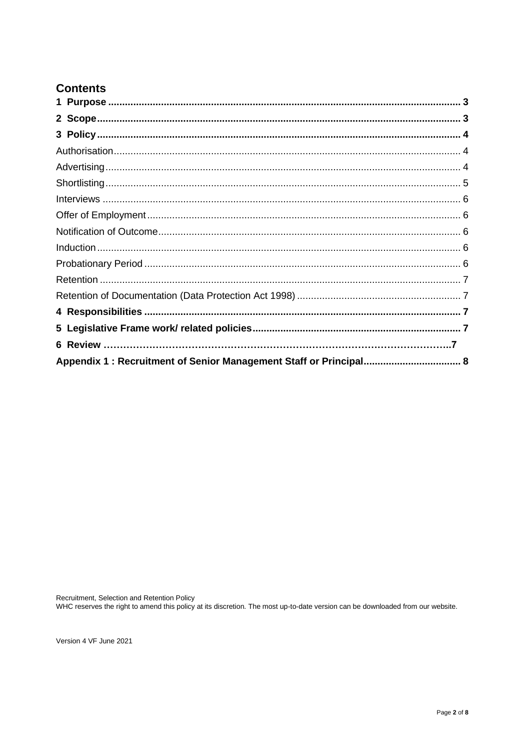## Contents

**1 Purpose ........................................................................................................................ 3**

**2 Scope............................................................................................................................ 3**

**3 Policy ........................................................................................................................... 4**

Authorisation.................................................................................................................... 4

Advertising....................................................................................................................... 4

Shortlisting....................................................................................................................... 5

Interviews ........................................................................................................................ 6

Offer of Employment........................................................................................................ 6

Notification of Outcome.................................................................................................... 6

Induction .......................................................................................................................... 6

Probationary Period ......................................................................................................... 6

Retention ......................................................................................................................... 7

Retention of Documentation (Data Protection Act 1998) ................................................... 7

**4 Responsibilities ............................................................................................................ 7**

**5 Legislative Frame work/ related policies....................................................................... 7**

**6 Review ………………………………………………………………………………………..7**

**Appendix 1 : Recruitment of Senior Management Staff or Principal.................................. 8**

Recruitment, Selection and Retention Policy
WHC reserves the right to amend this policy at its discretion. The most up-to-date version can be downloaded from our website.

Version 4 VF June 2021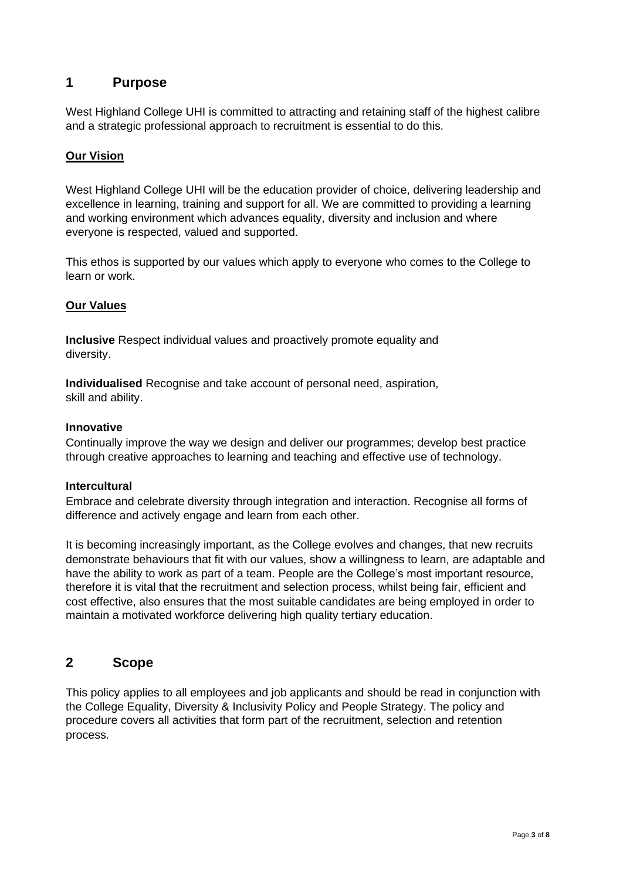# 1 Purpose

West Highland College UHI is committed to attracting and retaining staff of the highest calibre and a strategic professional approach to recruitment is essential to do this.

**Our Vision**

West Highland College UHI will be the education provider of choice, delivering leadership and excellence in learning, training and support for all. We are committed to providing a learning and working environment which advances equality, diversity and inclusion and where everyone is respected, valued and supported.

This ethos is supported by our values which apply to everyone who comes to the College to learn or work.

**Our Values**

**Inclusive** Respect individual values and proactively promote equality and diversity.

**Individualised** Recognise and take account of personal need, aspiration, skill and ability.

**Innovative**
Continually improve the way we design and deliver our programmes; develop best practice through creative approaches to learning and teaching and effective use of technology.

**Intercultural**
Embrace and celebrate diversity through integration and interaction. Recognise all forms of difference and actively engage and learn from each other.

It is becoming increasingly important, as the College evolves and changes, that new recruits demonstrate behaviours that fit with our values, show a willingness to learn, are adaptable and have the ability to work as part of a team. People are the College's most important resource, therefore it is vital that the recruitment and selection process, whilst being fair, efficient and cost effective, also ensures that the most suitable candidates are being employed in order to maintain a motivated workforce delivering high quality tertiary education.

# 2 Scope

This policy applies to all employees and job applicants and should be read in conjunction with the College Equality, Diversity & Inclusivity Policy and People Strategy. The policy and procedure covers all activities that form part of the recruitment, selection and retention process.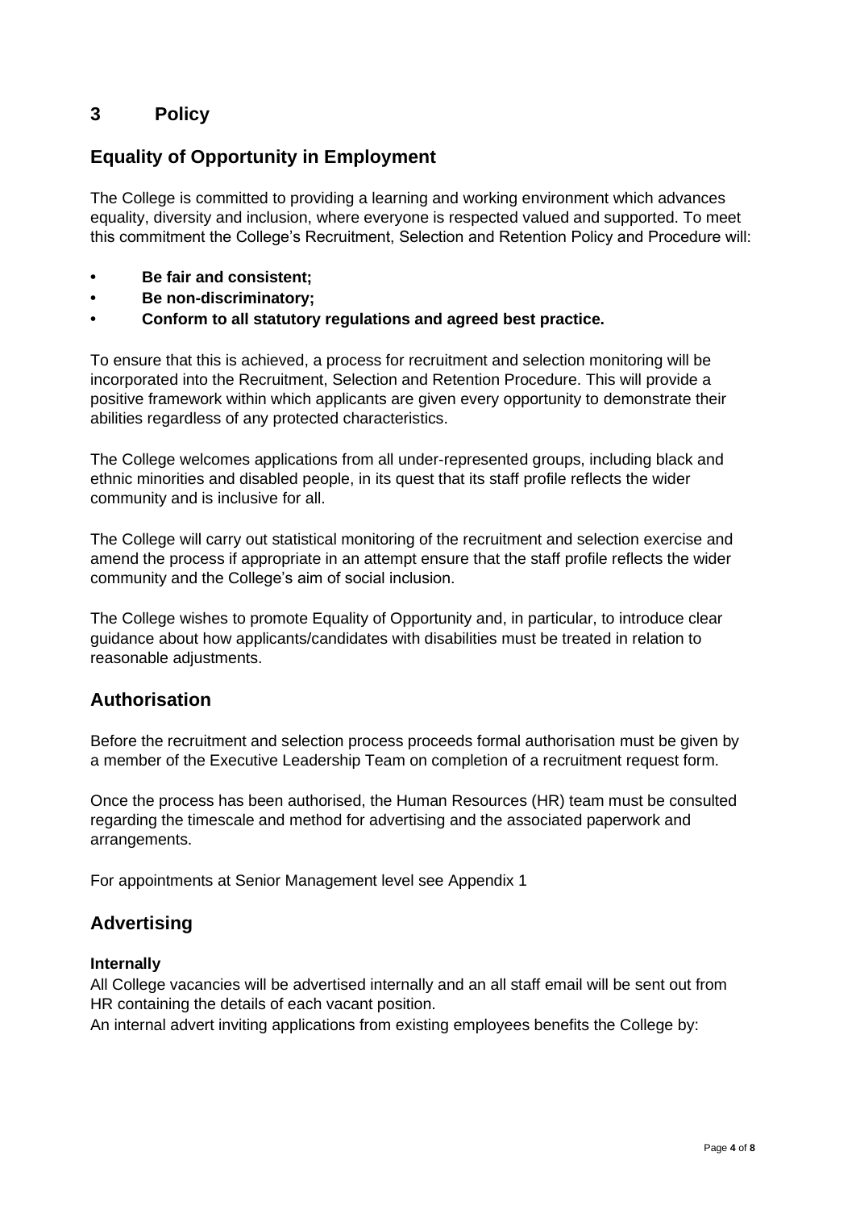## 3 Policy

## Equality of Opportunity in Employment

The College is committed to providing a learning and working environment which advances equality, diversity and inclusion, where everyone is respected valued and supported. To meet this commitment the College's Recruitment, Selection and Retention Policy and Procedure will:

- **Be fair and consistent;**
- **Be non-discriminatory;**
- **Conform to all statutory regulations and agreed best practice.**

To ensure that this is achieved, a process for recruitment and selection monitoring will be incorporated into the Recruitment, Selection and Retention Procedure. This will provide a positive framework within which applicants are given every opportunity to demonstrate their abilities regardless of any protected characteristics.

The College welcomes applications from all under-represented groups, including black and ethnic minorities and disabled people, in its quest that its staff profile reflects the wider community and is inclusive for all.

The College will carry out statistical monitoring of the recruitment and selection exercise and amend the process if appropriate in an attempt ensure that the staff profile reflects the wider community and the College's aim of social inclusion.

The College wishes to promote Equality of Opportunity and, in particular, to introduce clear guidance about how applicants/candidates with disabilities must be treated in relation to reasonable adjustments.

## Authorisation

Before the recruitment and selection process proceeds formal authorisation must be given by a member of the Executive Leadership Team on completion of a recruitment request form.

Once the process has been authorised, the Human Resources (HR) team must be consulted regarding the timescale and method for advertising and the associated paperwork and arrangements.

For appointments at Senior Management level see Appendix 1

## Advertising

**Internally**

All College vacancies will be advertised internally and an all staff email will be sent out from HR containing the details of each vacant position.

An internal advert inviting applications from existing employees benefits the College by: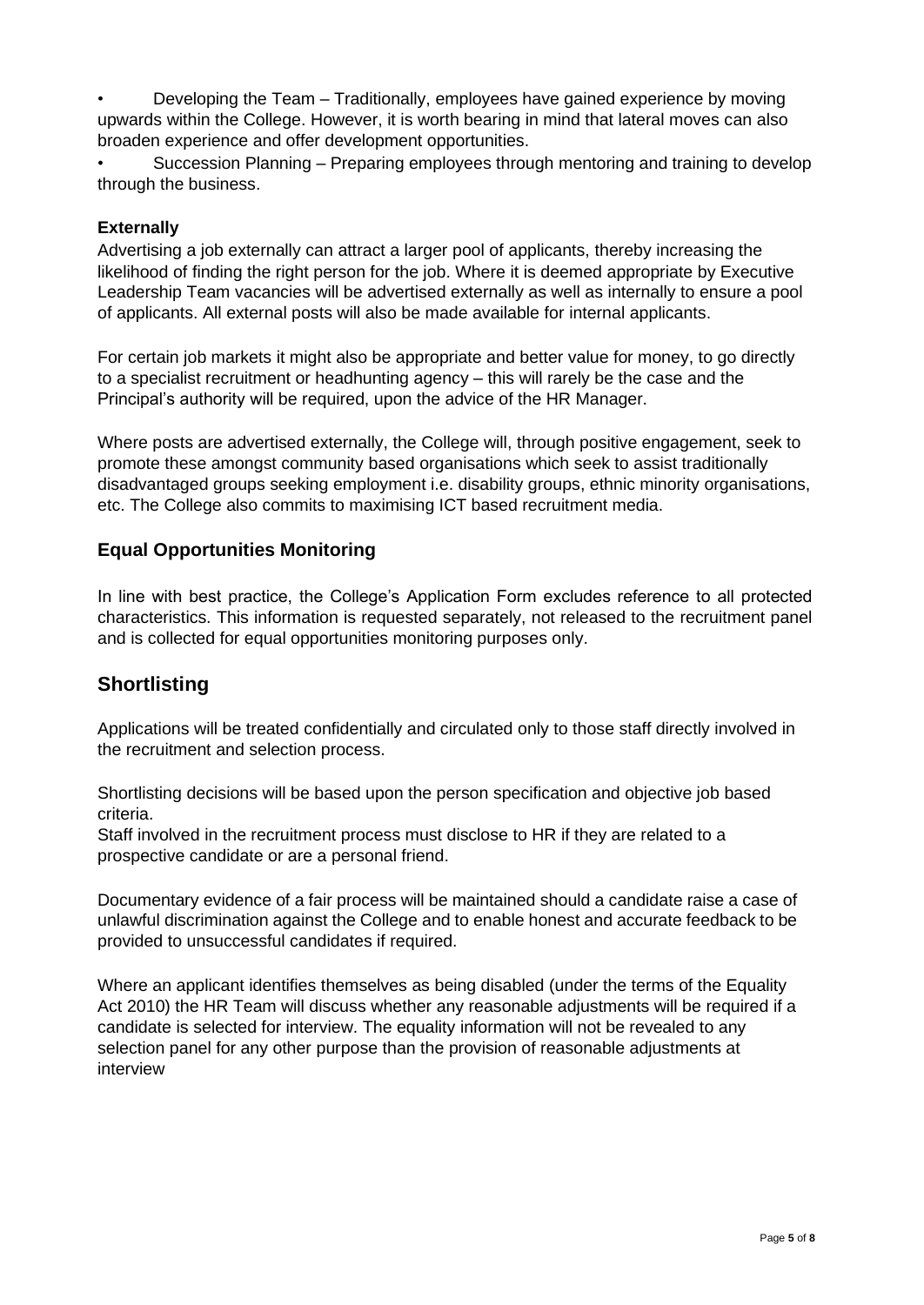- Developing the Team – Traditionally, employees have gained experience by moving upwards within the College. However, it is worth bearing in mind that lateral moves can also broaden experience and offer development opportunities.
- Succession Planning – Preparing employees through mentoring and training to develop through the business.

**Externally**

Advertising a job externally can attract a larger pool of applicants, thereby increasing the likelihood of finding the right person for the job. Where it is deemed appropriate by Executive Leadership Team vacancies will be advertised externally as well as internally to ensure a pool of applicants. All external posts will also be made available for internal applicants.

For certain job markets it might also be appropriate and better value for money, to go directly to a specialist recruitment or headhunting agency – this will rarely be the case and the Principal's authority will be required, upon the advice of the HR Manager.

Where posts are advertised externally, the College will, through positive engagement, seek to promote these amongst community based organisations which seek to assist traditionally disadvantaged groups seeking employment i.e. disability groups, ethnic minority organisations, etc. The College also commits to maximising ICT based recruitment media.

### Equal Opportunities Monitoring

In line with best practice, the College's Application Form excludes reference to all protected characteristics. This information is requested separately, not released to the recruitment panel and is collected for equal opportunities monitoring purposes only.

## Shortlisting

Applications will be treated confidentially and circulated only to those staff directly involved in the recruitment and selection process.

Shortlisting decisions will be based upon the person specification and objective job based criteria.
Staff involved in the recruitment process must disclose to HR if they are related to a prospective candidate or are a personal friend.

Documentary evidence of a fair process will be maintained should a candidate raise a case of unlawful discrimination against the College and to enable honest and accurate feedback to be provided to unsuccessful candidates if required.

Where an applicant identifies themselves as being disabled (under the terms of the Equality Act 2010) the HR Team will discuss whether any reasonable adjustments will be required if a candidate is selected for interview. The equality information will not be revealed to any selection panel for any other purpose than the provision of reasonable adjustments at interview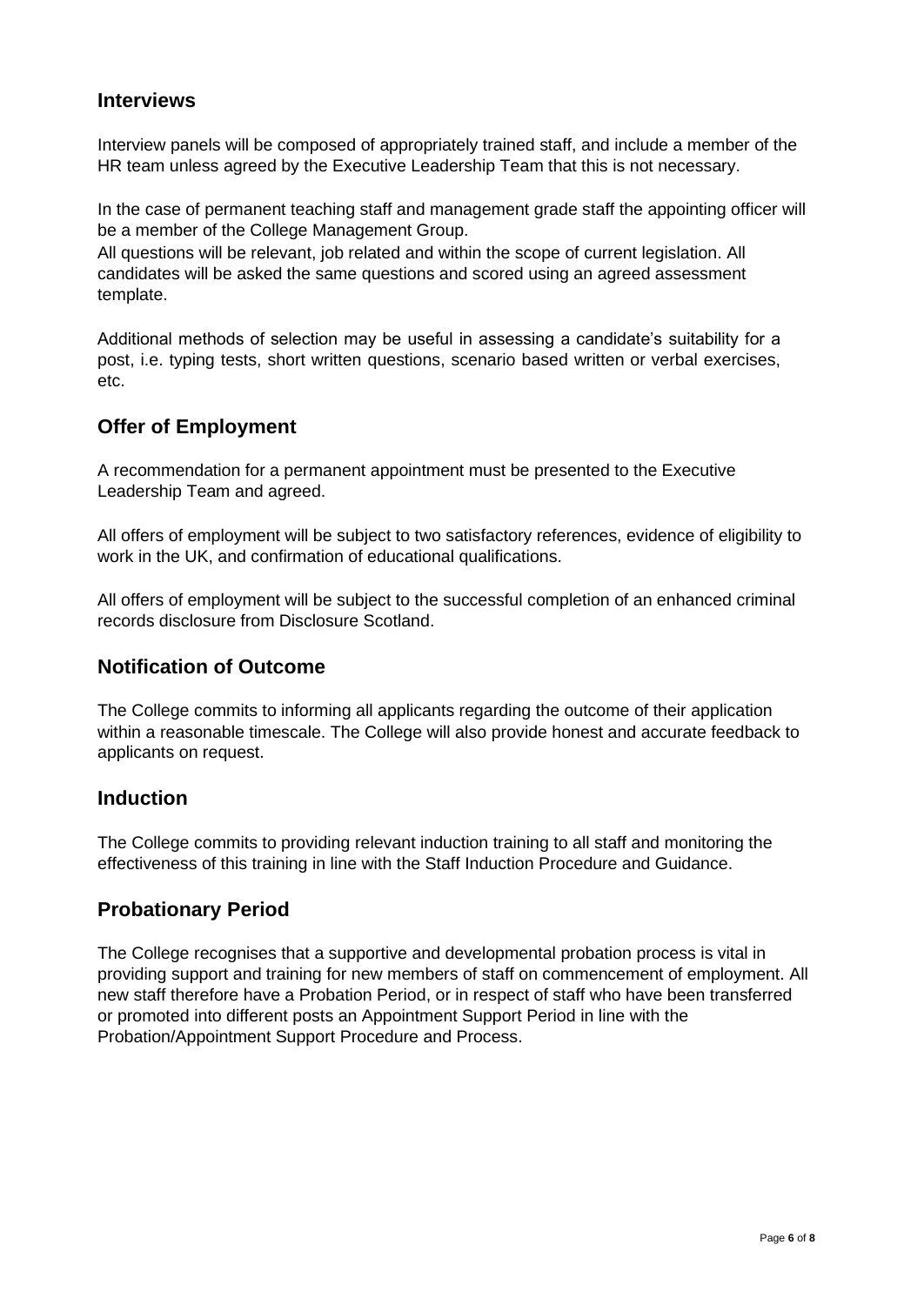## Interviews

Interview panels will be composed of appropriately trained staff, and include a member of the HR team unless agreed by the Executive Leadership Team that this is not necessary.

In the case of permanent teaching staff and management grade staff the appointing officer will be a member of the College Management Group.

All questions will be relevant, job related and within the scope of current legislation. All candidates will be asked the same questions and scored using an agreed assessment template.

Additional methods of selection may be useful in assessing a candidate's suitability for a post, i.e. typing tests, short written questions, scenario based written or verbal exercises, etc.

## Offer of Employment

A recommendation for a permanent appointment must be presented to the Executive Leadership Team and agreed.

All offers of employment will be subject to two satisfactory references, evidence of eligibility to work in the UK, and confirmation of educational qualifications.

All offers of employment will be subject to the successful completion of an enhanced criminal records disclosure from Disclosure Scotland.

## Notification of Outcome

The College commits to informing all applicants regarding the outcome of their application within a reasonable timescale. The College will also provide honest and accurate feedback to applicants on request.

## Induction

The College commits to providing relevant induction training to all staff and monitoring the effectiveness of this training in line with the Staff Induction Procedure and Guidance.

## Probationary Period

The College recognises that a supportive and developmental probation process is vital in providing support and training for new members of staff on commencement of employment. All new staff therefore have a Probation Period, or in respect of staff who have been transferred or promoted into different posts an Appointment Support Period in line with the Probation/Appointment Support Procedure and Process.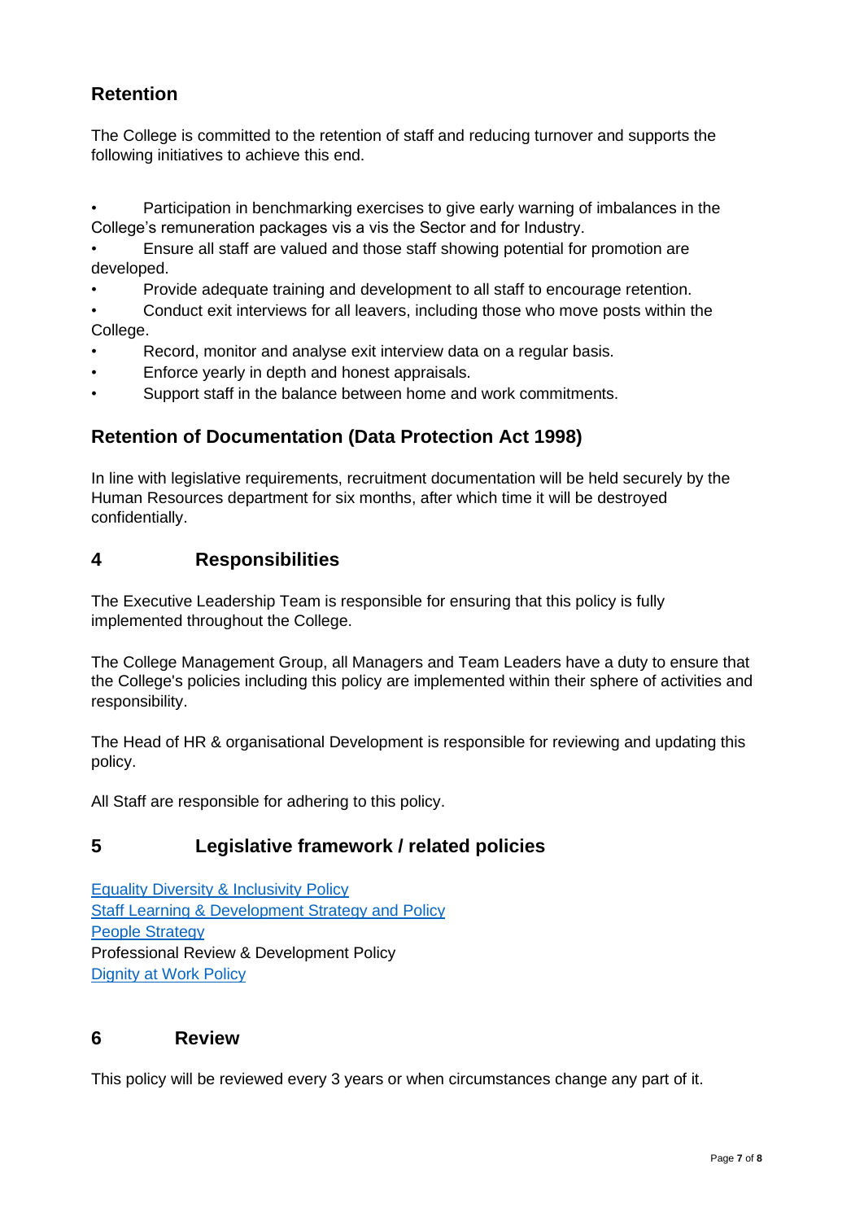## Retention

The College is committed to the retention of staff and reducing turnover and supports the following initiatives to achieve this end.

- Participation in benchmarking exercises to give early warning of imbalances in the College's remuneration packages vis a vis the Sector and for Industry.
- Ensure all staff are valued and those staff showing potential for promotion are developed.
- Provide adequate training and development to all staff to encourage retention.
- Conduct exit interviews for all leavers, including those who move posts within the College.
- Record, monitor and analyse exit interview data on a regular basis.
- Enforce yearly in depth and honest appraisals.
- Support staff in the balance between home and work commitments.

## Retention of Documentation (Data Protection Act 1998)

In line with legislative requirements, recruitment documentation will be held securely by the Human Resources department for six months, after which time it will be destroyed confidentially.

# 4 Responsibilities

The Executive Leadership Team is responsible for ensuring that this policy is fully implemented throughout the College.

The College Management Group, all Managers and Team Leaders have a duty to ensure that the College's policies including this policy are implemented within their sphere of activities and responsibility.

The Head of HR & organisational Development is responsible for reviewing and updating this policy.

All Staff are responsible for adhering to this policy.

# 5 Legislative framework / related policies

Equality Diversity & Inclusivity Policy
Staff Learning & Development Strategy and Policy
People Strategy
Professional Review & Development Policy
Dignity at Work Policy

# 6 Review

This policy will be reviewed every 3 years or when circumstances change any part of it.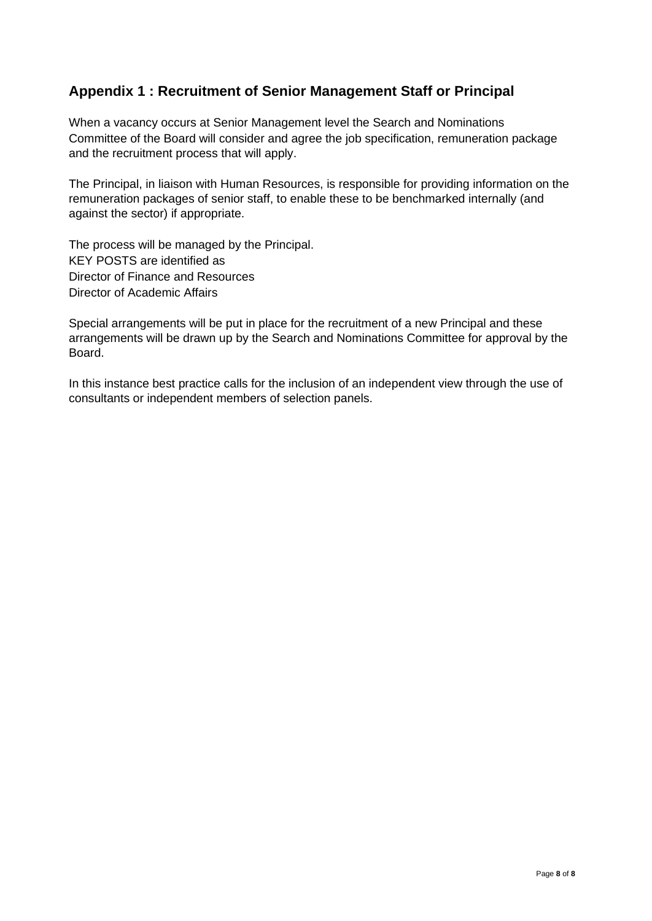## Appendix 1 : Recruitment of Senior Management Staff or Principal

When a vacancy occurs at Senior Management level the Search and Nominations Committee of the Board will consider and agree the job specification, remuneration package and the recruitment process that will apply.

The Principal, in liaison with Human Resources, is responsible for providing information on the remuneration packages of senior staff, to enable these to be benchmarked internally (and against the sector) if appropriate.

The process will be managed by the Principal.
KEY POSTS are identified as
Director of Finance and Resources
Director of Academic Affairs

Special arrangements will be put in place for the recruitment of a new Principal and these arrangements will be drawn up by the Search and Nominations Committee for approval by the Board.

In this instance best practice calls for the inclusion of an independent view through the use of consultants or independent members of selection panels.